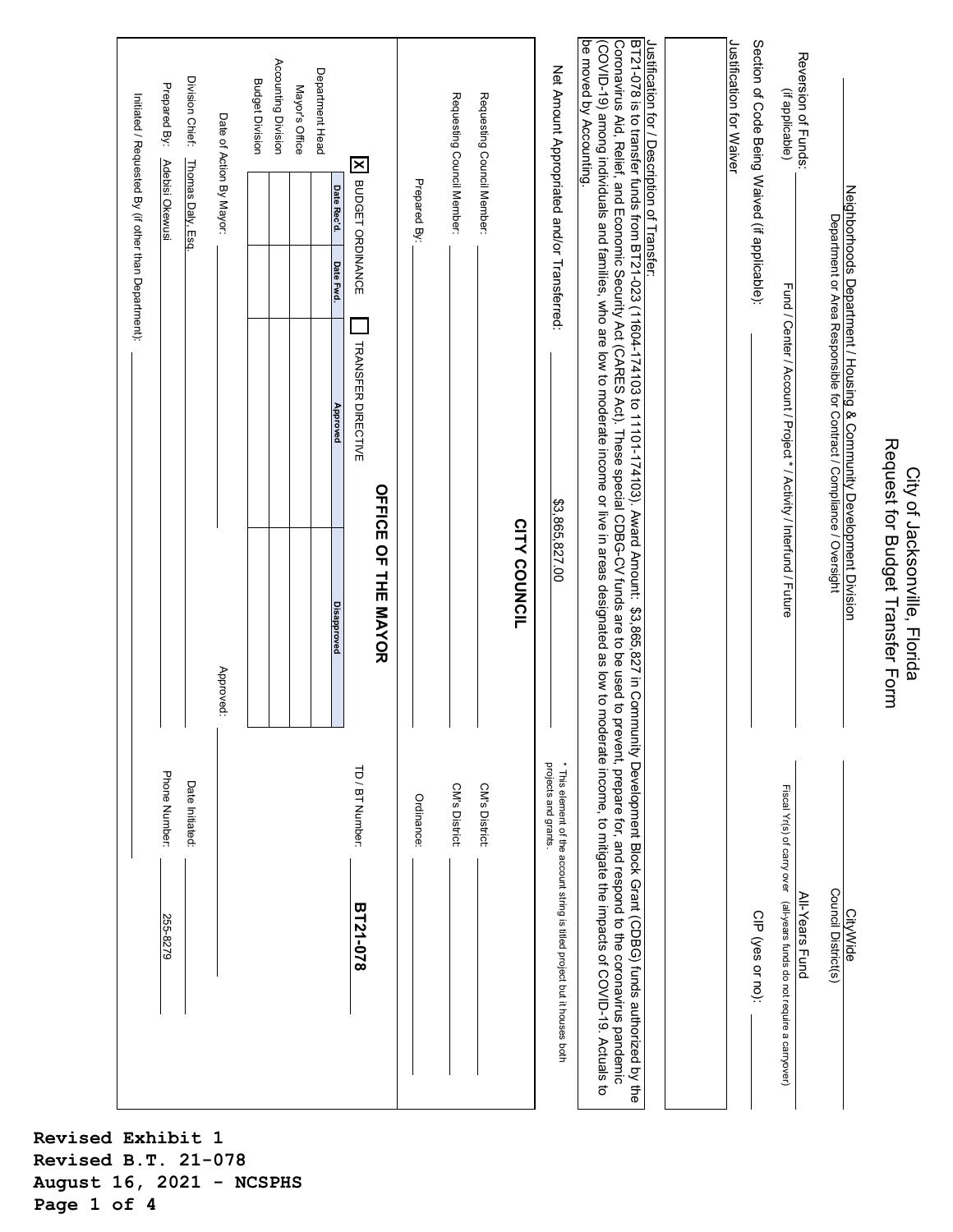# City of Jacksonville, Florida
## Request for Budget Transfer Form

Neighborhoods Department / Housing & Community Development Division
Department or Area Responsible for Contract / Compliance / Oversight

CityWide
Council District(s)

Reversion of Funds: (if applicable)

Fund / Center / Account / Project * / Activity / Interfund / Future

All-Years Fund
Fiscal Yr(s) of carry over (all-years funds do not require a carryover)

Section of Code Being Waived (if applicable):

CIP (yes or no):

Justification for Waiver

Justification for / Description of Transfer:
BT21-078 is to transfer funds from BT21-023 (11604-174103 to 11101-174103). Award Amount: $3,865,827 in Community Development Block Grant (CDBG) funds authorized by the Coronavirus Aid, Relief, and Economic Security Act (CARES Act). These special CDBG-CV funds are to be used to prevent, prepare for, and respond to the coronavirus pandemic (COVID-19) among individuals and families, who are low to moderate income or live in areas designated as low to moderate income, to mitigate the impacts of COVID-19. Actuals to be moved by Accounting.

Net Amount Appropriated and/or Transferred: $3,865,827.00

\* This element of the account string is titled project but it houses both projects and grants.

### CITY COUNCIL

Requesting Council Member: \_\_\_\_\_\_ CM's District: \_\_\_\_\_\_

Requesting Council Member: \_\_\_\_\_\_ CM's District: \_\_\_\_\_\_

Prepared By: \_\_\_\_\_\_ Ordinance: \_\_\_\_\_\_

### OFFICE OF THE MAYOR

[X] BUDGET ORDINANCE [ ] TRANSFER DIRECTIVE

TD / BT Number: **BT21-078**

| | Date Rec'd. | Date Fwd. | Approved | Disapproved |
|---|---|---|---|---|
| Department Head | | | | |
| Mayor's Office | | | | |
| Accounting Division | | | | |
| Budget Division | | | | |

Date of Action By Mayor: \_\_\_\_\_\_ Approved: \_\_\_\_\_\_

Division Chief: Thomas Daly, Esq. Date Initiated: \_\_\_\_\_\_

Prepared By: Adebisi Okewusi Phone Number: 255-8279

Initiated / Requested By (if other than Department): \_\_\_\_\_\_

**Revised Exhibit 1**
**Revised B.T. 21-078**
**August 16, 2021 - NCSPHS**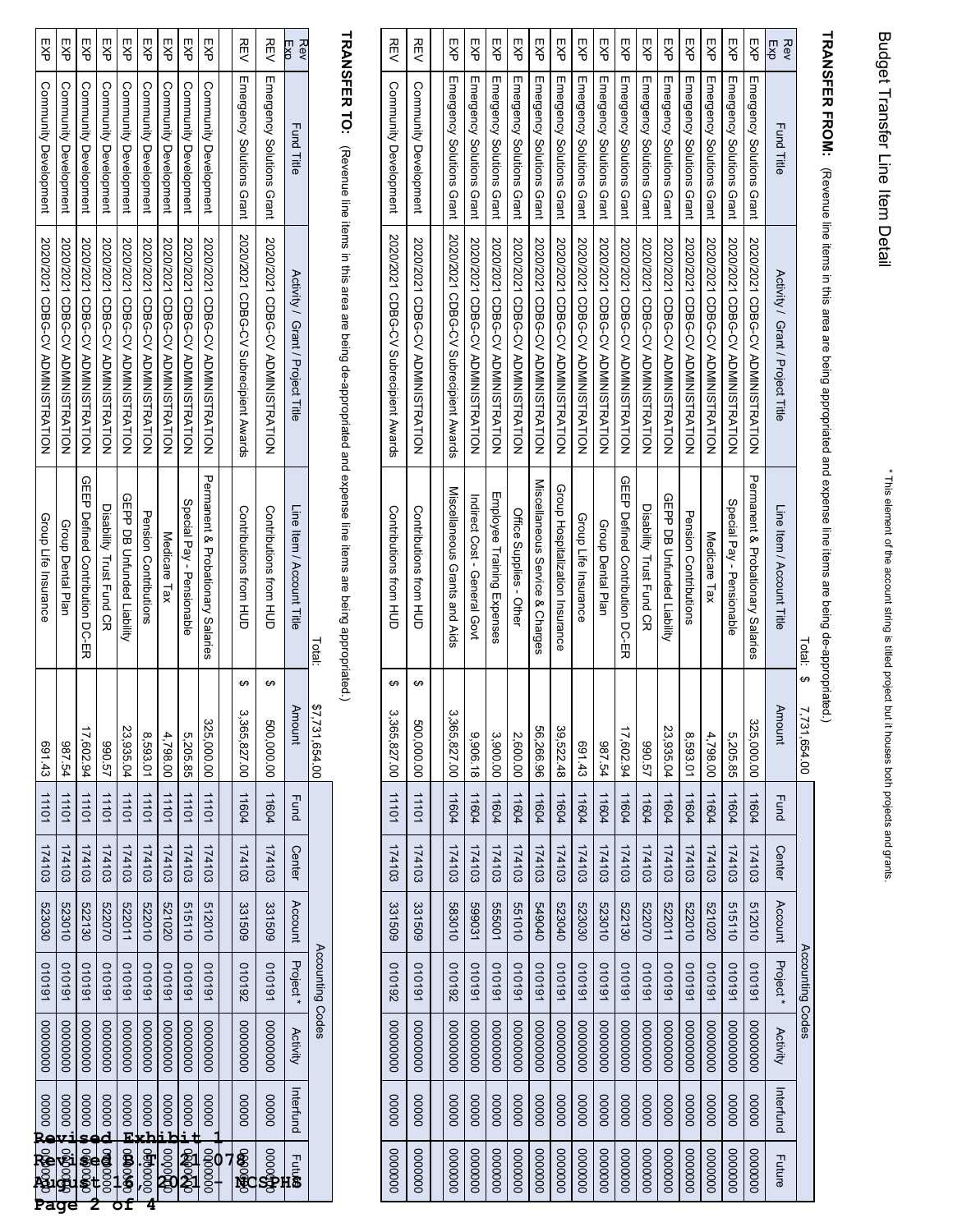# Budget Transfer Line Item Detail

\* This element of the account string is titled project but it houses both projects and grants.

**TRANSFER FROM:** (Revenue line items in this area are being appropriated and expense line items are being de-appropriated.)

| Rev Exp | Fund Title | Activity / Grant / Project Title | Line Item / Account Title | Amount | Fund | Center | Account | Project * | Activity | Interfund | Future |
|---|---|---|---|---|---|---|---|---|---|---|---|
| | | | Total: | $ 7,731,654.00 | Accounting Codes | | | | | | |
| EXP | Emergency Solutions Grant | 2020/2021 CDBG-CV ADMINISTRATION | Permanent & Probationary Salaries | 325,000.00 | 11604 | 174103 | 512010 | 010191 | 0000000 | 00000 | 000000 |
| EXP | Emergency Solutions Grant | 2020/2021 CDBG-CV ADMINISTRATION | Special Pay - Pensionable | 5,205.85 | 11604 | 174103 | 515110 | 010191 | 0000000 | 00000 | 000000 |
| EXP | Emergency Solutions Grant | 2020/2021 CDBG-CV ADMINISTRATION | Medicare Tax | 4,798.00 | 11604 | 174103 | 521020 | 010191 | 0000000 | 00000 | 000000 |
| EXP | Emergency Solutions Grant | 2020/2021 CDBG-CV ADMINISTRATION | Pension Contributions | 8,593.01 | 11604 | 174103 | 522010 | 010191 | 0000000 | 00000 | 000000 |
| EXP | Emergency Solutions Grant | 2020/2021 CDBG-CV ADMINISTRATION | GEPP DB Unfunded Liability | 23,935.04 | 11604 | 174103 | 522011 | 010191 | 0000000 | 00000 | 000000 |
| EXP | Emergency Solutions Grant | 2020/2021 CDBG-CV ADMINISTRATION | Disability Trust Fund CR | 990.57 | 11604 | 174103 | 522070 | 010191 | 0000000 | 00000 | 000000 |
| EXP | Emergency Solutions Grant | 2020/2021 CDBG-CV ADMINISTRATION | GEEP Defined Contribution DC-ER | 17,602.94 | 11604 | 174103 | 522130 | 010191 | 0000000 | 00000 | 000000 |
| EXP | Emergency Solutions Grant | 2020/2021 CDBG-CV ADMINISTRATION | Group Dental Plan | 987.54 | 11604 | 174103 | 523010 | 010191 | 0000000 | 00000 | 000000 |
| EXP | Emergency Solutions Grant | 2020/2021 CDBG-CV ADMINISTRATION | Group Life Insurance | 691.43 | 11604 | 174103 | 523030 | 010191 | 0000000 | 00000 | 000000 |
| EXP | Emergency Solutions Grant | 2020/2021 CDBG-CV ADMINISTRATION | Group Hospitalization Insurance | 39,522.48 | 11604 | 174103 | 523040 | 010191 | 0000000 | 00000 | 000000 |
| EXP | Emergency Solutions Grant | 2020/2021 CDBG-CV ADMINISTRATION | Miscellaneous Service & Charges | 56,266.96 | 11604 | 174103 | 549040 | 010191 | 0000000 | 00000 | 000000 |
| EXP | Emergency Solutions Grant | 2020/2021 CDBG-CV ADMINISTRATION | Office Supplies - Other | 2,600.00 | 11604 | 174103 | 551010 | 010191 | 0000000 | 00000 | 000000 |
| EXP | Emergency Solutions Grant | 2020/2021 CDBG-CV ADMINISTRATION | Employee Training Expenses | 3,900.00 | 11604 | 174103 | 555001 | 010191 | 0000000 | 00000 | 000000 |
| EXP | Emergency Solutions Grant | 2020/2021 CDBG-CV ADMINISTRATION | Indirect Cost - General Govt | 9,906.18 | 11604 | 174103 | 599031 | 010191 | 0000000 | 00000 | 000000 |
| EXP | Emergency Solutions Grant | 2020/2021 CDBG-CV Subrecipient Awards | Miscellaneous Grants and Aids | 3,365,827.00 | 11604 | 174103 | 583010 | 010192 | 0000000 | 00000 | 000000 |
| | | | | | | | | | | | |
| REV | Community Development | 2020/2021 CDBG-CV ADMINISTRATION | Contributions from HUD | $ 500,000.00 | 11101 | 174103 | 331509 | 010191 | 0000000 | 00000 | 000000 |
| REV | Community Development | 2020/2021 CDBG-CV Subrecipient Awards | Contributions from HUD | $ 3,365,827.00 | 11101 | 174103 | 331509 | 010192 | 0000000 | 00000 | 000000 |

**TRANSFER TO:** (Revenue line items in this area are being de-appropriated and expense line items are being appropriated.)

| Rev Exp | Fund Title | Activity / Grant / Project Title | Line Item / Account Title | Amount | Fund | Center | Account | Project * | Activity | Interfund | Future |
|---|---|---|---|---|---|---|---|---|---|---|---|
| | | | Total: | $7,731,654.00 | Accounting Codes | | | | | | |
| REV | Emergency Solutions Grant | 2020/2021 CDBG-CV ADMINISTRATION | Contributions from HUD | $ 500,000.00 | 11604 | 174103 | 331509 | 010191 | 0000000 | 00000 | 000000 |
| REV | Emergency Solutions Grant | 2020/2021 CDBG-CV Subrecipient Awards | Contributions from HUD | $ 3,365,827.00 | 11604 | 174103 | 331509 | 010192 | 0000000 | 00000 | 000000 |
| | | | | | | | | | | | |
| EXP | Community Development | 2020/2021 CDBG-CV ADMINISTRATION | Permanent & Probationary Salaries | 325,000.00 | 11101 | 174103 | 512010 | 010191 | 0000000 | 00000 | 000000 |
| EXP | Community Development | 2020/2021 CDBG-CV ADMINISTRATION | Special Pay - Pensionable | 5,205.85 | 11101 | 174103 | 515110 | 010191 | 0000000 | 00000 | 000000 |
| EXP | Community Development | 2020/2021 CDBG-CV ADMINISTRATION | Medicare Tax | 4,798.00 | 11101 | 174103 | 521020 | 010191 | 0000000 | 00000 | 000000 |
| EXP | Community Development | 2020/2021 CDBG-CV ADMINISTRATION | Pension Contributions | 8,593.01 | 11101 | 174103 | 522010 | 010191 | 0000000 | 00000 | 000000 |
| EXP | Community Development | 2020/2021 CDBG-CV ADMINISTRATION | GEPP DB Unfunded Liability | 23,935.04 | 11101 | 174103 | 522011 | 010191 | 0000000 | 00000 | 000000 |
| EXP | Community Development | 2020/2021 CDBG-CV ADMINISTRATION | Disability Trust Fund CR | 990.57 | 11101 | 174103 | 522070 | 010191 | 0000000 | 00000 | 000000 |
| EXP | Community Development | 2020/2021 CDBG-CV ADMINISTRATION | GEEP Defined Contribution DC-ER | 17,602.94 | 11101 | 174103 | 522130 | 010191 | 0000000 | 00000 | 000000 |
| EXP | Community Development | 2020/2021 CDBG-CV ADMINISTRATION | Group Dental Plan | 987.54 | 11101 | 174103 | 523010 | 010191 | 0000000 | 00000 | 000000 |
| EXP | Community Development | 2020/2021 CDBG-CV ADMINISTRATION | Group Life Insurance | 691.43 | 11101 | 174103 | 523030 | 010191 | 0000000 | 00000 | 000000 |

Revised Exhibit 1
Revised B.T. 21-078
August 16, 2021 - NCSPHS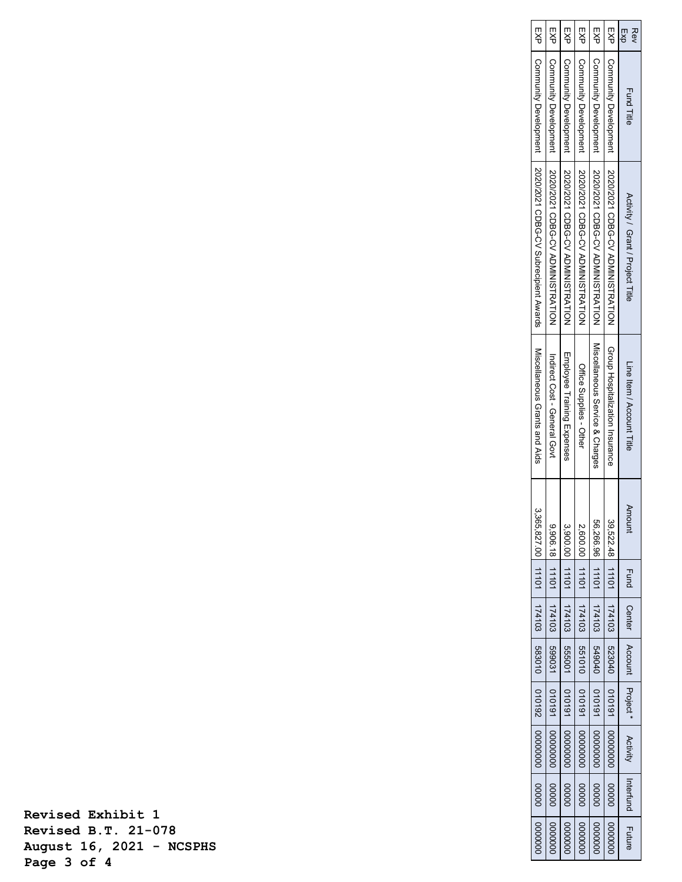| Rev Exp | Fund Title | Activity / Grant / Project Title | Line Item / Account Title | Amount | Fund | Center | Account | Project * | Activity | Interfund | Future |
|---|---|---|---|---|---|---|---|---|---|---|---|
| EXP | Community Development | 2020/2021 CDBG-CV ADMINISTRATION | Group Hospitalization Insurance | 39,522.48 | 11101 | 174103 | 523040 | 010191 | 0000000 | 00000 | 000000 |
| EXP | Community Development | 2020/2021 CDBG-CV ADMINISTRATION | Miscellaneous Service & Charges | 56,266.96 | 11101 | 174103 | 549040 | 010191 | 0000000 | 00000 | 000000 |
| EXP | Community Development | 2020/2021 CDBG-CV ADMINISTRATION | Office Supplies - Other | 2,600.00 | 11101 | 174103 | 551010 | 010191 | 0000000 | 00000 | 000000 |
| EXP | Community Development | 2020/2021 CDBG-CV ADMINISTRATION | Employee Training Expenses | 3,900.00 | 11101 | 174103 | 555001 | 010191 | 0000000 | 00000 | 000000 |
| EXP | Community Development | 2020/2021 CDBG-CV ADMINISTRATION | Indirect Cost - General Govt | 9,906.18 | 11101 | 174103 | 599031 | 010191 | 0000000 | 00000 | 000000 |
| EXP | Community Development | 2020/2021 CDBG-CV Subrecipient Awards | Miscellaneous Grants and Aids | 3,365,827.00 | 11101 | 174103 | 583010 | 010192 | 0000000 | 00000 | 000000 |

**Revised Exhibit 1**
**Revised B.T. 21-078**
**August 16, 2021 - NCSPHS**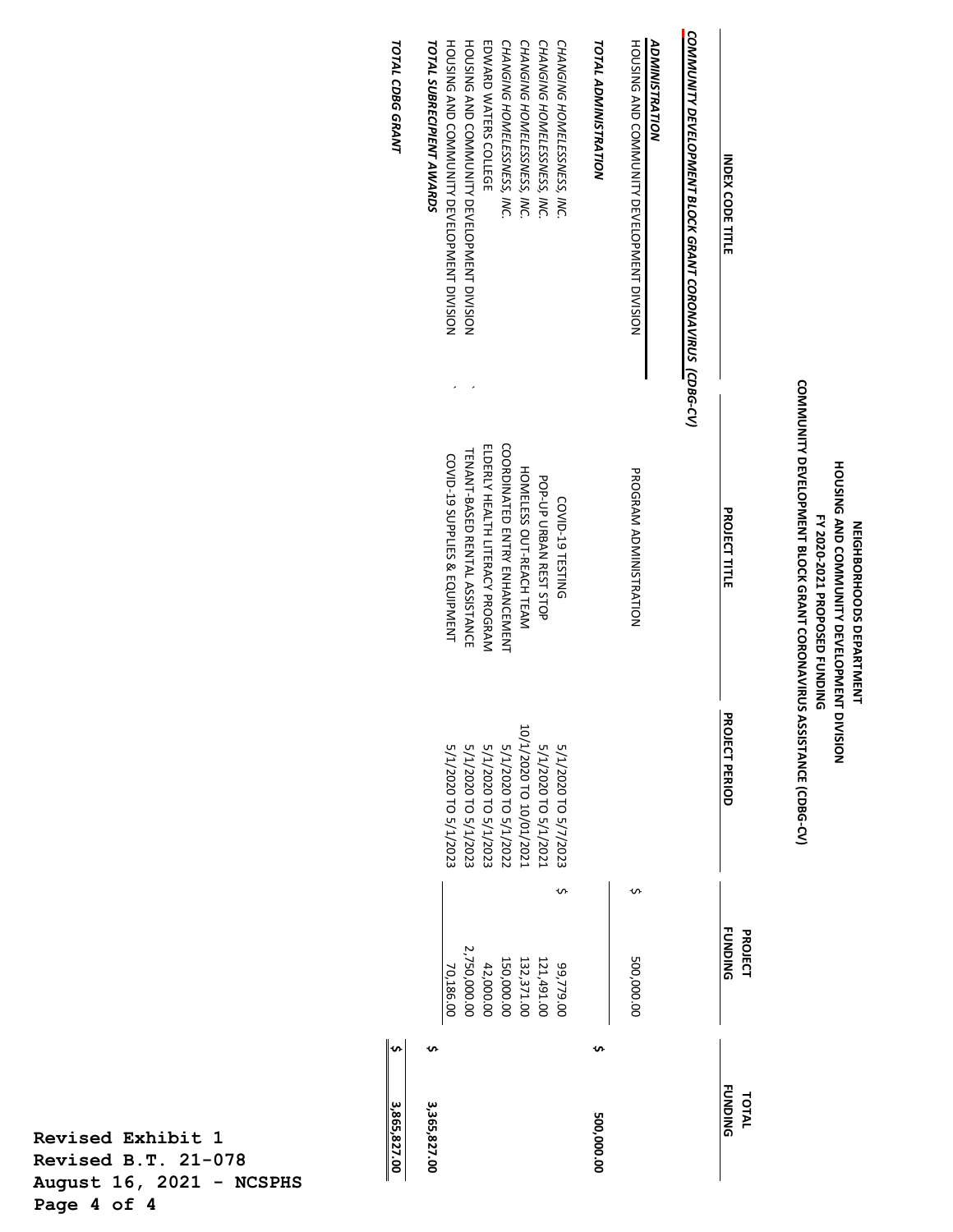**NEIGHBORHOODS DEPARTMENT**
**HOUSING AND COMMUNITY DEVELOPMENT DIVISION**
**FY 2020-2021 PROPOSED FUNDING**
**COMMUNITY DEVELOPMENT BLOCK GRANT CORONAVIRUS ASSISTANCE (CDBG-CV)**

| INDEX CODE TITLE | PROJECT TITLE | PROJECT PERIOD | PROJECT FUNDING | TOTAL FUNDING |
|---|---|---|---|---|
| ***COMMUNITY DEVELOPMENT BLOCK GRANT CORONAVIRUS (CDBG-CV)*** | | | | |
| ***ADMINISTRATION*** | | | | |
| HOUSING AND COMMUNITY DEVELOPMENT DIVISION | PROGRAM ADMINISTRATION | | $ 500,000.00 | |
| ***TOTAL ADMINISTRATION*** | | | | **$ 500,000.00** |
| *CHANGING HOMELESSNESS, INC.* | COVID-19 TESTING | 5/1/2020 TO 5/7/2023 | $ 99,779.00 | |
| *CHANGING HOMELESSNESS, INC.* | POP-UP URBAN REST STOP | 5/1/2020 TO 5/1/2021 | 121,491.00 | |
| *CHANGING HOMELESSNESS, INC.* | HOMELESS OUT-REACH TEAM | 10/1/2020 TO 10/01/2021 | 132,371.00 | |
| *CHANGING HOMELESSNESS, INC.* | COORDINATED ENTRY ENHANCEMENT | 5/1/2020 TO 5/1/2022 | 150,000.00 | |
| EDWARD WATERS COLLEGE | ELDERLY HEALTH LITERACY PROGRAM | 5/1/2020 TO 5/1/2023 | 42,000.00 | |
| HOUSING AND COMMUNITY DEVELOPMENT DIVISION | TENANT-BASED RENTAL ASSISTANCE | 5/1/2020 TO 5/1/2023 | 2,750,000.00 | |
| HOUSING AND COMMUNITY DEVELOPMENT DIVISION | COVID-19 SUPPLIES & EQUIPMENT | 5/1/2020 TO 5/1/2023 | 70,186.00 | |
| ***TOTAL SUBRECIPIENT AWARDS*** | | | | **$ 3,365,827.00** |
| ***TOTAL CDBG GRANT*** | | | | **$ 3,865,827.00** |

**Revised Exhibit 1**
**Revised B.T. 21-078**
**August 16, 2021 - NCSPHS**
**Page 4 of 4**